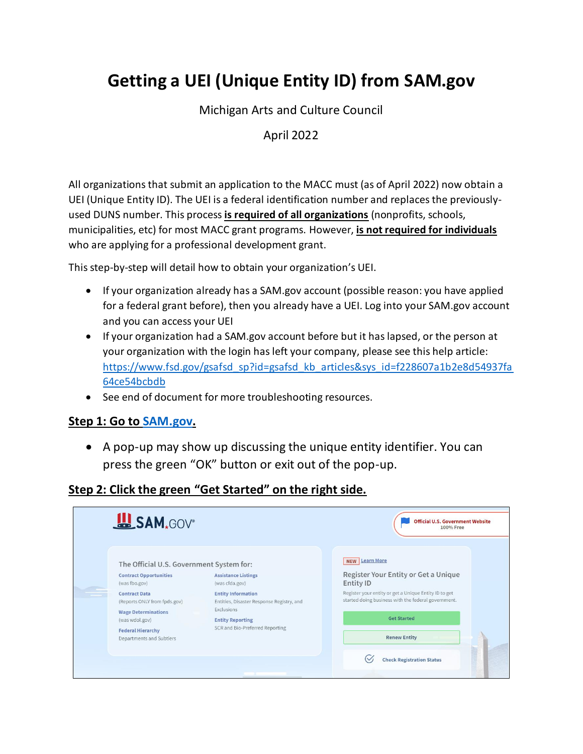# Getting a UEI (Unique Entity ID) from SAM.gov

Michigan Arts and Culture Council

April 2022

All organizations that submit an application to the MACC must (as of April 2022) now obtain a UEI (Unique Entity ID). The UEI is a federal identification number and replaces the previously-used DUNS number. This process **is required of all organizations** (nonprofits, schools, municipalities, etc) for most MACC grant programs. However, **is not required for individuals** who are applying for a professional development grant.

This step-by-step will detail how to obtain your organization's UEI.

- If your organization already has a SAM.gov account (possible reason: you have applied for a federal grant before), then you already have a UEI. Log into your SAM.gov account and you can access your UEI
- If your organization had a SAM.gov account before but it has lapsed, or the person at your organization with the login has left your company, please see this help article: https://www.fsd.gov/gsafsd_sp?id=gsafsd_kb_articles&sys_id=f228607a1b2e8d54937fa64ce54bcbdb
- See end of document for more troubleshooting resources.

## Step 1: Go to SAM.gov.

- A pop-up may show up discussing the unique entity identifier. You can press the green "OK" button or exit out of the pop-up.

## Step 2: Click the green "Get Started" on the right side.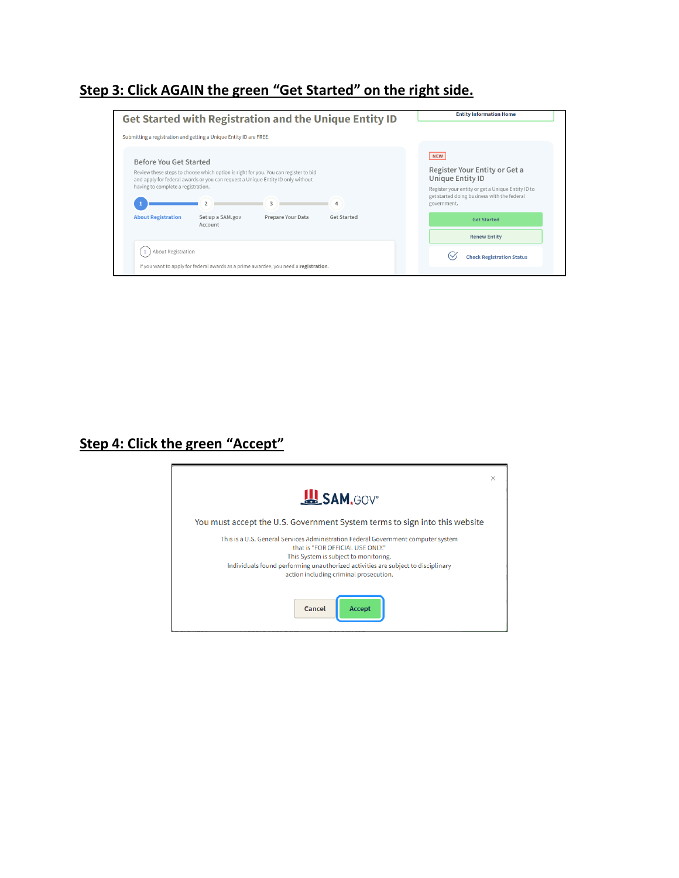## Step 3: Click AGAIN the green "Get Started" on the right side.

Get Started with Registration and the Unique Entity ID

Submitting a registration and getting a Unique Entity ID are FREE.

Entity Information Home

Before You Get Started

Review these steps to choose which option is right for you. You can register to bid and apply for federal awards or you can request a Unique Entity ID only without having to complete a registration.

1 About Registration
2 Set up a SAM.gov Account
3 Prepare Your Data
4 Get Started

1 About Registration

If you want to apply for federal awards as a prime awardee, you need a **registration**.

NEW

Register Your Entity or Get a Unique Entity ID

Register your entity or get a Unique Entity ID to get started doing business with the federal government.

Get Started

Renew Entity

Check Registration Status

## Step 4: Click the green "Accept"

SAM.GOV

You must accept the U.S. Government System terms to sign into this website

This is a U.S. General Services Administration Federal Government computer system that is "FOR OFFICIAL USE ONLY."
This System is subject to monitoring.
Individuals found performing unauthorized activities are subject to disciplinary action including criminal prosecution.

Cancel Accept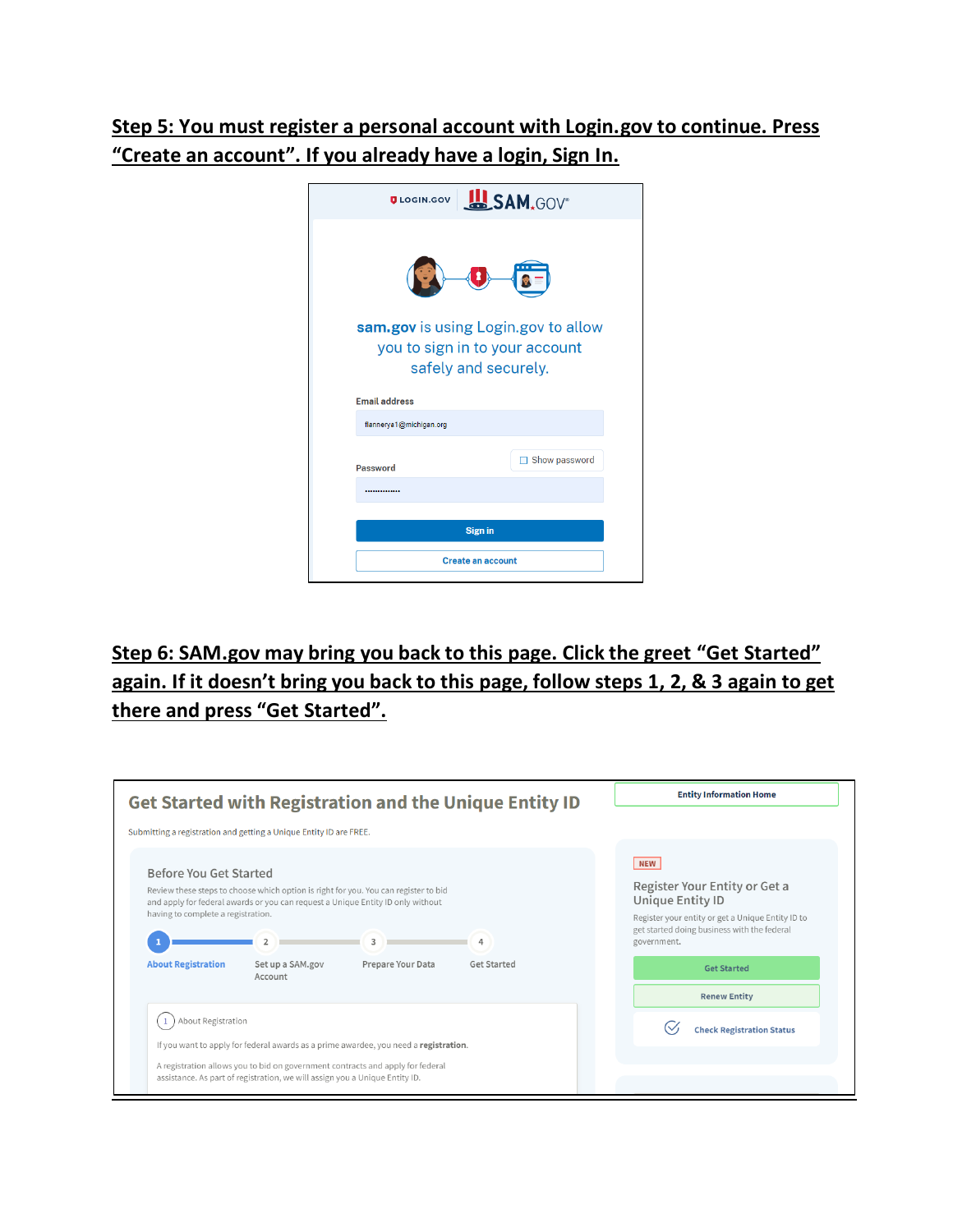**Step 5: You must register a personal account with Login.gov to continue. Press "Create an account". If you already have a login, Sign In.**

LOGIN.GOV | SAM.GOV

sam.gov is using Login.gov to allow you to sign in to your account safely and securely.

Email address

flannerya1@michigan.org

Password

Show password

Sign in

Create an account

**Step 6: SAM.gov may bring you back to this page. Click the greet "Get Started" again. If it doesn't bring you back to this page, follow steps 1, 2, & 3 again to get there and press "Get Started".**

Get Started with Registration and the Unique Entity ID

Submitting a registration and getting a Unique Entity ID are FREE.

Before You Get Started

Review these steps to choose which option is right for you. You can register to bid and apply for federal awards or you can request a Unique Entity ID only without having to complete a registration.

1 About Registration — 2 Set up a SAM.gov Account — 3 Prepare Your Data — 4 Get Started

1 About Registration

If you want to apply for federal awards as a prime awardee, you need a **registration**.

A registration allows you to bid on government contracts and apply for federal assistance. As part of registration, we will assign you a Unique Entity ID.

Entity Information Home

NEW

Register Your Entity or Get a Unique Entity ID

Register your entity or get a Unique Entity ID to get started doing business with the federal government.

Get Started

Renew Entity

Check Registration Status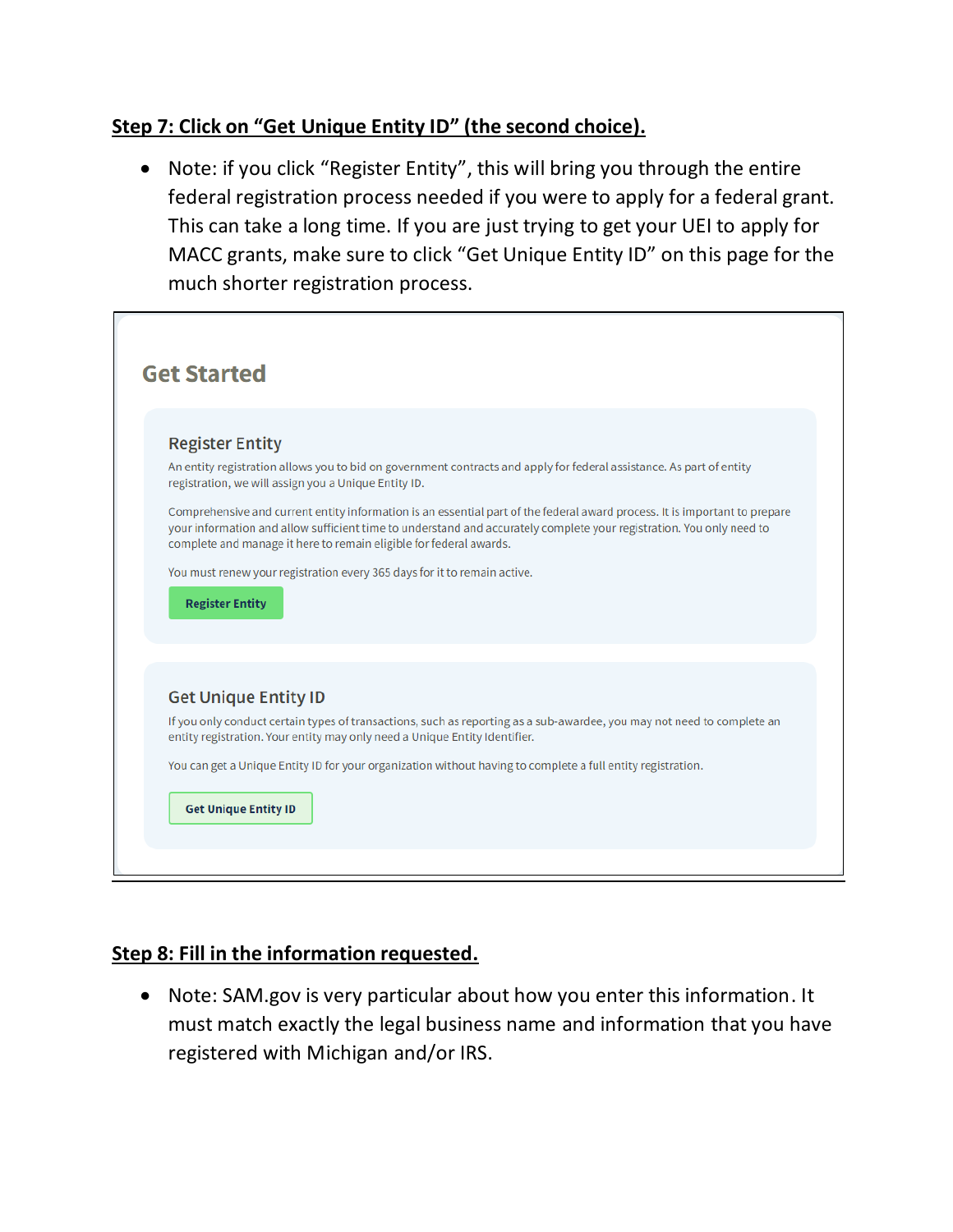**Step 7: Click on "Get Unique Entity ID" (the second choice).**

- Note: if you click "Register Entity", this will bring you through the entire federal registration process needed if you were to apply for a federal grant. This can take a long time. If you are just trying to get your UEI to apply for MACC grants, make sure to click "Get Unique Entity ID" on this page for the much shorter registration process.

## Get Started

### Register Entity

An entity registration allows you to bid on government contracts and apply for federal assistance. As part of entity registration, we will assign you a Unique Entity ID.

Comprehensive and current entity information is an essential part of the federal award process. It is important to prepare your information and allow sufficient time to understand and accurately complete your registration. You only need to complete and manage it here to remain eligible for federal awards.

You must renew your registration every 365 days for it to remain active.

**Register Entity**

### Get Unique Entity ID

If you only conduct certain types of transactions, such as reporting as a sub-awardee, you may not need to complete an entity registration. Your entity may only need a Unique Entity Identifier.

You can get a Unique Entity ID for your organization without having to complete a full entity registration.

**Get Unique Entity ID**

**Step 8: Fill in the information requested.**

- Note: SAM.gov is very particular about how you enter this information. It must match exactly the legal business name and information that you have registered with Michigan and/or IRS.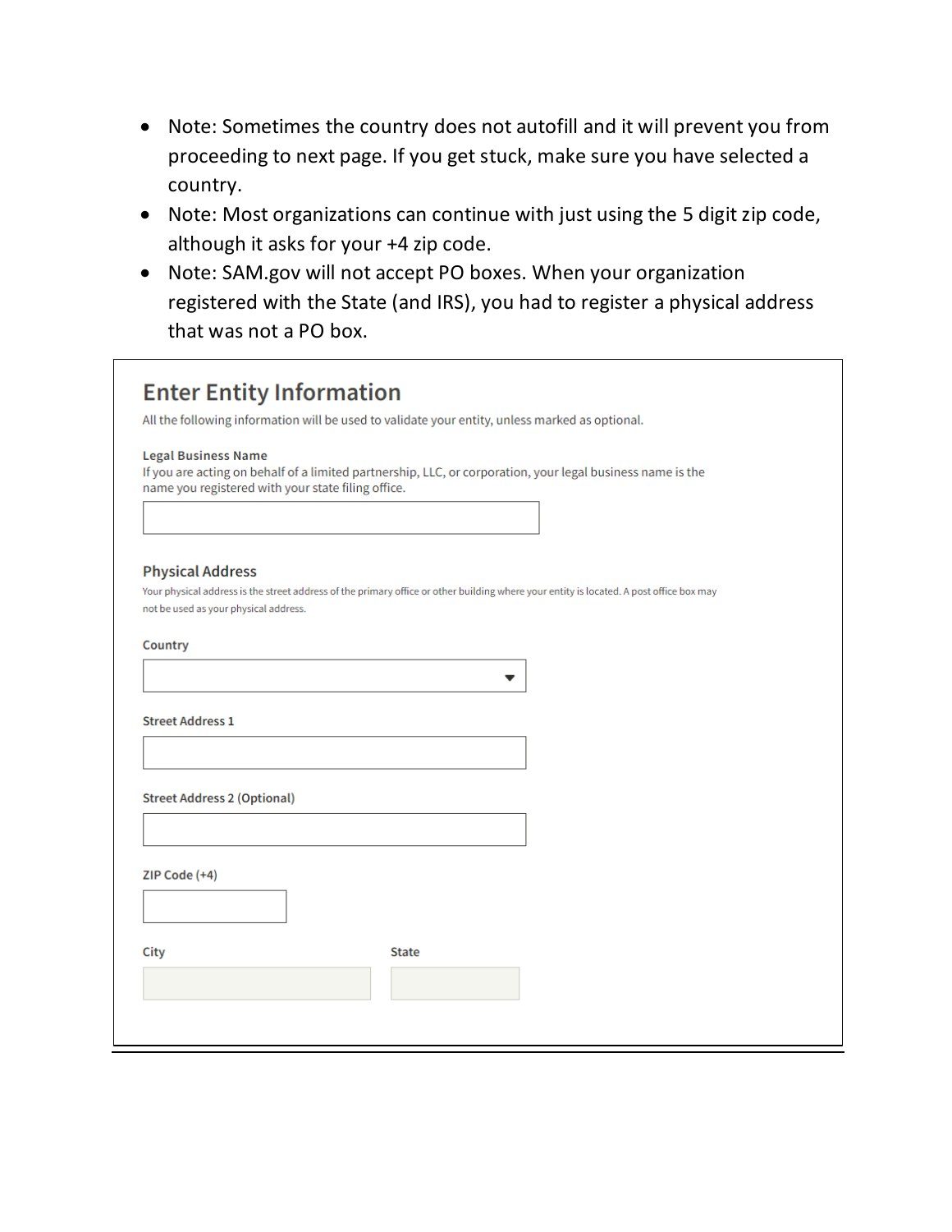- Note: Sometimes the country does not autofill and it will prevent you from proceeding to next page. If you get stuck, make sure you have selected a country.
- Note: Most organizations can continue with just using the 5 digit zip code, although it asks for your +4 zip code.
- Note: SAM.gov will not accept PO boxes. When your organization registered with the State (and IRS), you had to register a physical address that was not a PO box.

## Enter Entity Information

All the following information will be used to validate your entity, unless marked as optional.

**Legal Business Name**

If you are acting on behalf of a limited partnership, LLC, or corporation, your legal business name is the name you registered with your state filing office.

### Physical Address

Your physical address is the street address of the primary office or other building where your entity is located. A post office box may not be used as your physical address.

**Country**

**Street Address 1**

**Street Address 2 (Optional)**

**ZIP Code (+4)**

**City**

**State**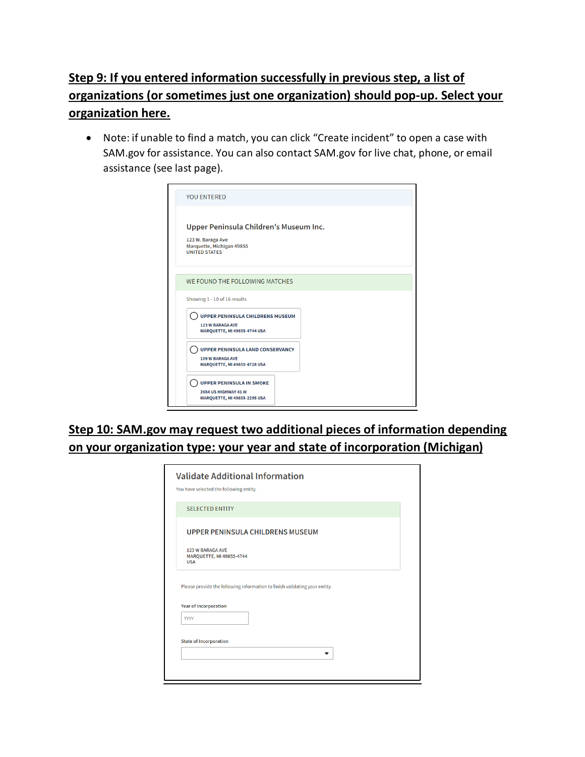## Step 9: If you entered information successfully in previous step, a list of organizations (or sometimes just one organization) should pop-up. Select your organization here.

- Note: if unable to find a match, you can click "Create incident" to open a case with SAM.gov for assistance. You can also contact SAM.gov for live chat, phone, or email assistance (see last page).

YOU ENTERED

Upper Peninsula Children's Museum Inc.

123 W. Baraga Ave
Marquette, Michigan 49855
UNITED STATES

WE FOUND THE FOLLOWING MATCHES

Showing 1 - 10 of 16 results

- UPPER PENINSULA CHILDRENS MUSEUM
  123 W BARAGA AVE
  MARQUETTE, MI 49855-4744 USA
- UPPER PENINSULA LAND CONSERVANCY
  109 W BARAGA AVE
  MARQUETTE, MI 49855-4728 USA
- UPPER PENINSULA IN SMOKE
  2684 US HIGHWAY 41 W
  MARQUETTE, MI 49855-2295 USA

## Step 10: SAM.gov may request two additional pieces of information depending on your organization type: your year and state of incorporation (Michigan)

Validate Additional Information

You have selected the following entity.

SELECTED ENTITY

UPPER PENINSULA CHILDRENS MUSEUM

123 W BARAGA AVE
MARQUETTE, MI 49855-4744
USA

Please provide the following information to finish validating your entity.

Year of Incorporation

YYYY

State of Incorporation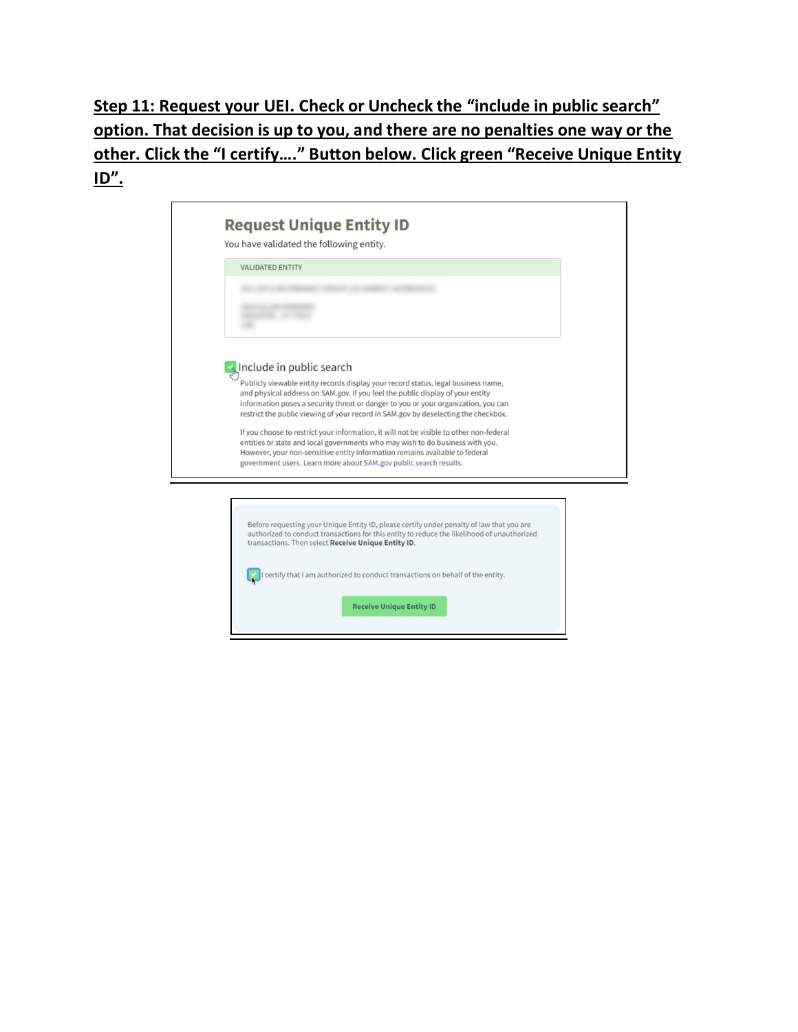**Step 11: Request your UEI. Check or Uncheck the "include in public search" option. That decision is up to you, and there are no penalties one way or the other. Click the "I certify…." Button below. Click green "Receive Unique Entity ID".**

## Request Unique Entity ID

You have validated the following entity.

VALIDATED ENTITY

Include in public search

Publicly viewable entity records display your record status, legal business name, and physical address on SAM.gov. If you feel the public display of your entity information poses a security threat or danger to you or your organization, you can restrict the public viewing of your record in SAM.gov by deselecting the checkbox.

If you choose to restrict your information, it will not be visible to other non-federal entities or state and local governments who may wish to do business with you. However, your non-sensitive entity information remains available to federal government users. Learn more about SAM.gov public search results.

Before requesting your Unique Entity ID, please certify under penalty of law that you are authorized to conduct transactions for this entity to reduce the likelihood of unauthorized transactions. Then select **Receive Unique Entity ID**.

I certify that I am authorized to conduct transactions on behalf of the entity.

Receive Unique Entity ID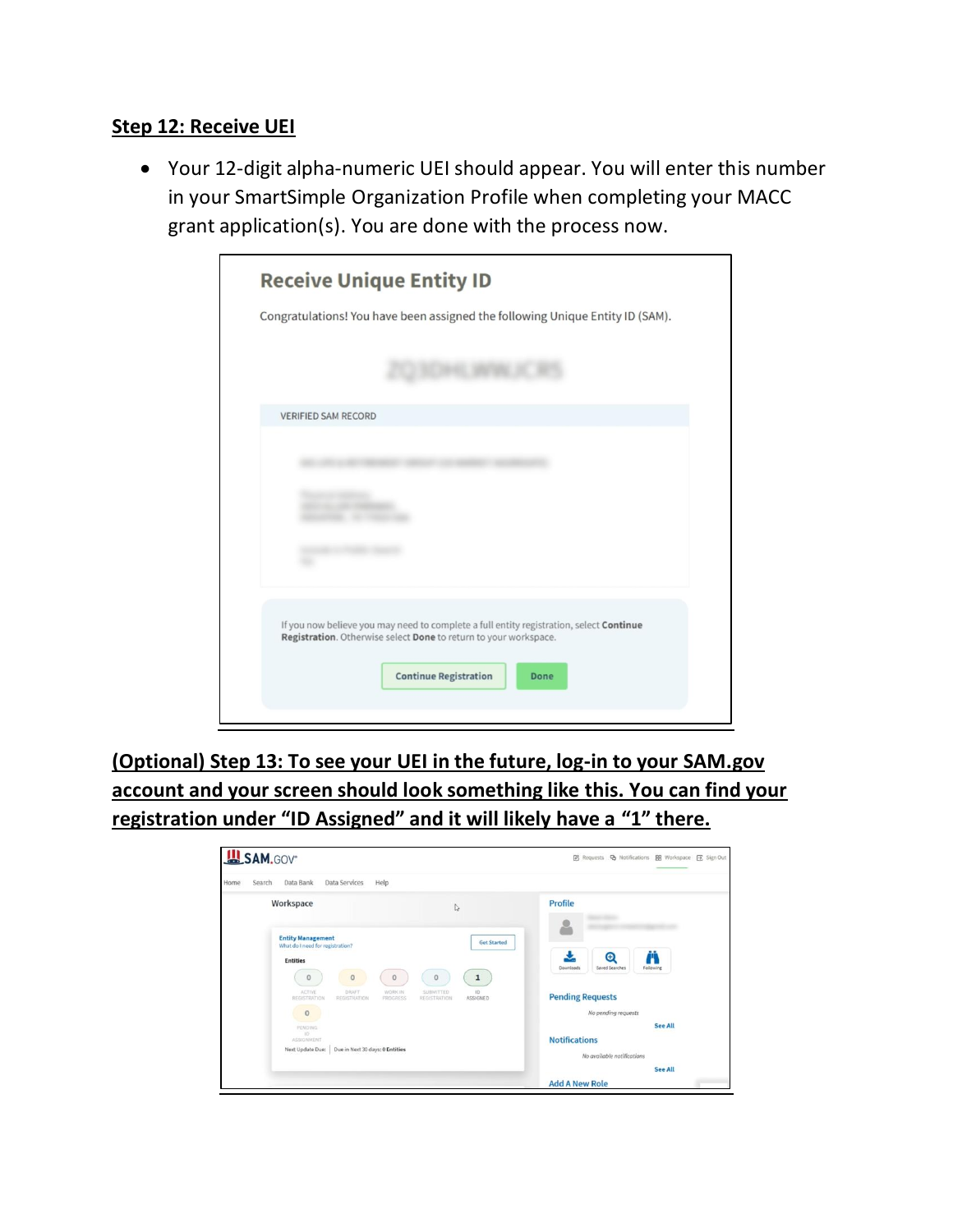## Step 12: Receive UEI

- Your 12-digit alpha-numeric UEI should appear. You will enter this number in your SmartSimple Organization Profile when completing your MACC grant application(s). You are done with the process now.

## (Optional) Step 13: To see your UEI in the future, log-in to your SAM.gov account and your screen should look something like this. You can find your registration under "ID Assigned" and it will likely have a "1" there.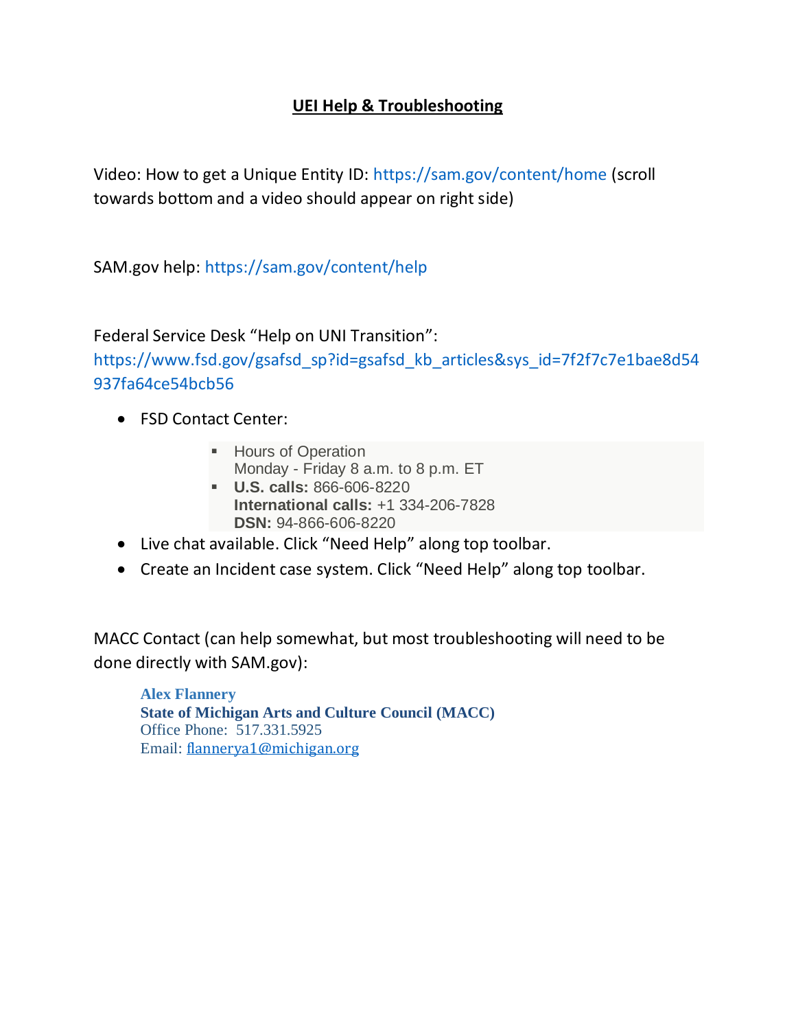# UEI Help & Troubleshooting

Video: How to get a Unique Entity ID: https://sam.gov/content/home (scroll towards bottom and a video should appear on right side)

SAM.gov help: https://sam.gov/content/help

Federal Service Desk "Help on UNI Transition": https://www.fsd.gov/gsafsd_sp?id=gsafsd_kb_articles&sys_id=7f2f7c7e1bae8d54937fa64ce54bcb56

- FSD Contact Center:
  - Hours of Operation
    Monday - Friday 8 a.m. to 8 p.m. ET
  - **U.S. calls:** 866-606-8220
    **International calls:** +1 334-206-7828
    **DSN:** 94-866-606-8220
- Live chat available. Click "Need Help" along top toolbar.
- Create an Incident case system. Click "Need Help" along top toolbar.

MACC Contact (can help somewhat, but most troubleshooting will need to be done directly with SAM.gov):

> **Alex Flannery**
> **State of Michigan Arts and Culture Council (MACC)**
> Office Phone: 517.331.5925
> Email: flannerya1@michigan.org